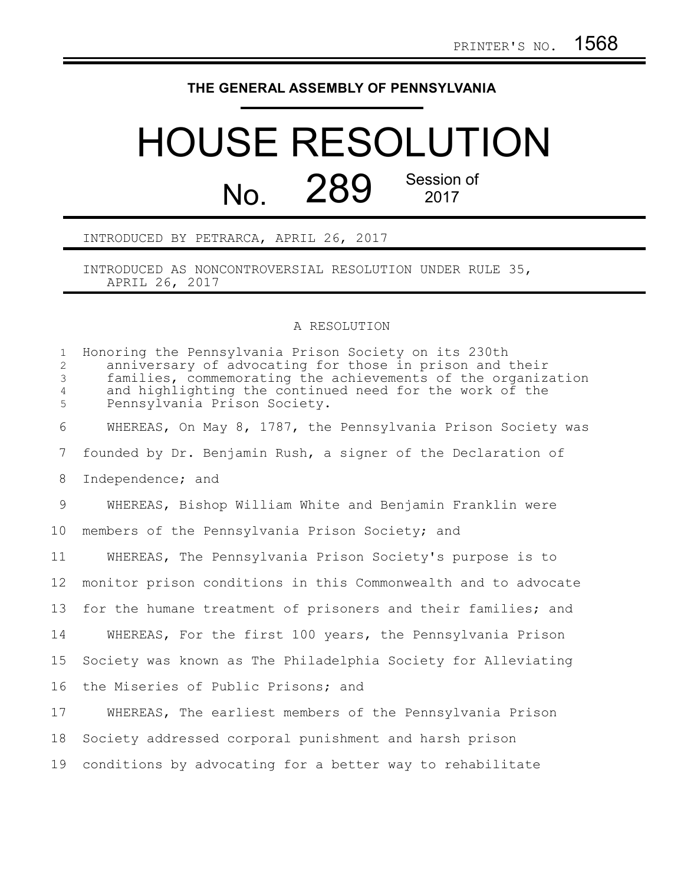PRINTER'S NO. 1568

**THE GENERAL ASSEMBLY OF PENNSYLVANIA**

# HOUSE RESOLUTION No. 289 Session of 2017

INTRODUCED BY PETRARCA, APRIL 26, 2017

INTRODUCED AS NONCONTROVERSIAL RESOLUTION UNDER RULE 35, APRIL 26, 2017

A RESOLUTION

Honoring the Pennsylvania Prison Society on its 230th anniversary of advocating for those in prison and their families, commemorating the achievements of the organization and highlighting the continued need for the work of the Pennsylvania Prison Society.

WHEREAS, On May 8, 1787, the Pennsylvania Prison Society was founded by Dr. Benjamin Rush, a signer of the Declaration of Independence; and

WHEREAS, Bishop William White and Benjamin Franklin were members of the Pennsylvania Prison Society; and

WHEREAS, The Pennsylvania Prison Society's purpose is to monitor prison conditions in this Commonwealth and to advocate for the humane treatment of prisoners and their families; and

WHEREAS, For the first 100 years, the Pennsylvania Prison Society was known as The Philadelphia Society for Alleviating the Miseries of Public Prisons; and

WHEREAS, The earliest members of the Pennsylvania Prison Society addressed corporal punishment and harsh prison conditions by advocating for a better way to rehabilitate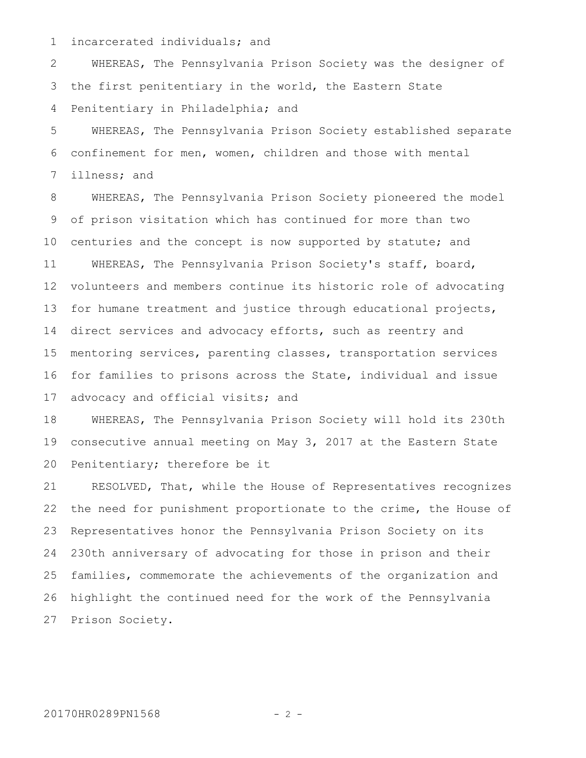incarcerated individuals; and

WHEREAS, The Pennsylvania Prison Society was the designer of the first penitentiary in the world, the Eastern State Penitentiary in Philadelphia; and

WHEREAS, The Pennsylvania Prison Society established separate confinement for men, women, children and those with mental illness; and

WHEREAS, The Pennsylvania Prison Society pioneered the model of prison visitation which has continued for more than two centuries and the concept is now supported by statute; and

WHEREAS, The Pennsylvania Prison Society's staff, board, volunteers and members continue its historic role of advocating for humane treatment and justice through educational projects, direct services and advocacy efforts, such as reentry and mentoring services, parenting classes, transportation services for families to prisons across the State, individual and issue advocacy and official visits; and

WHEREAS, The Pennsylvania Prison Society will hold its 230th consecutive annual meeting on May 3, 2017 at the Eastern State Penitentiary; therefore be it

RESOLVED, That, while the House of Representatives recognizes the need for punishment proportionate to the crime, the House of Representatives honor the Pennsylvania Prison Society on its 230th anniversary of advocating for those in prison and their families, commemorate the achievements of the organization and highlight the continued need for the work of the Pennsylvania Prison Society.